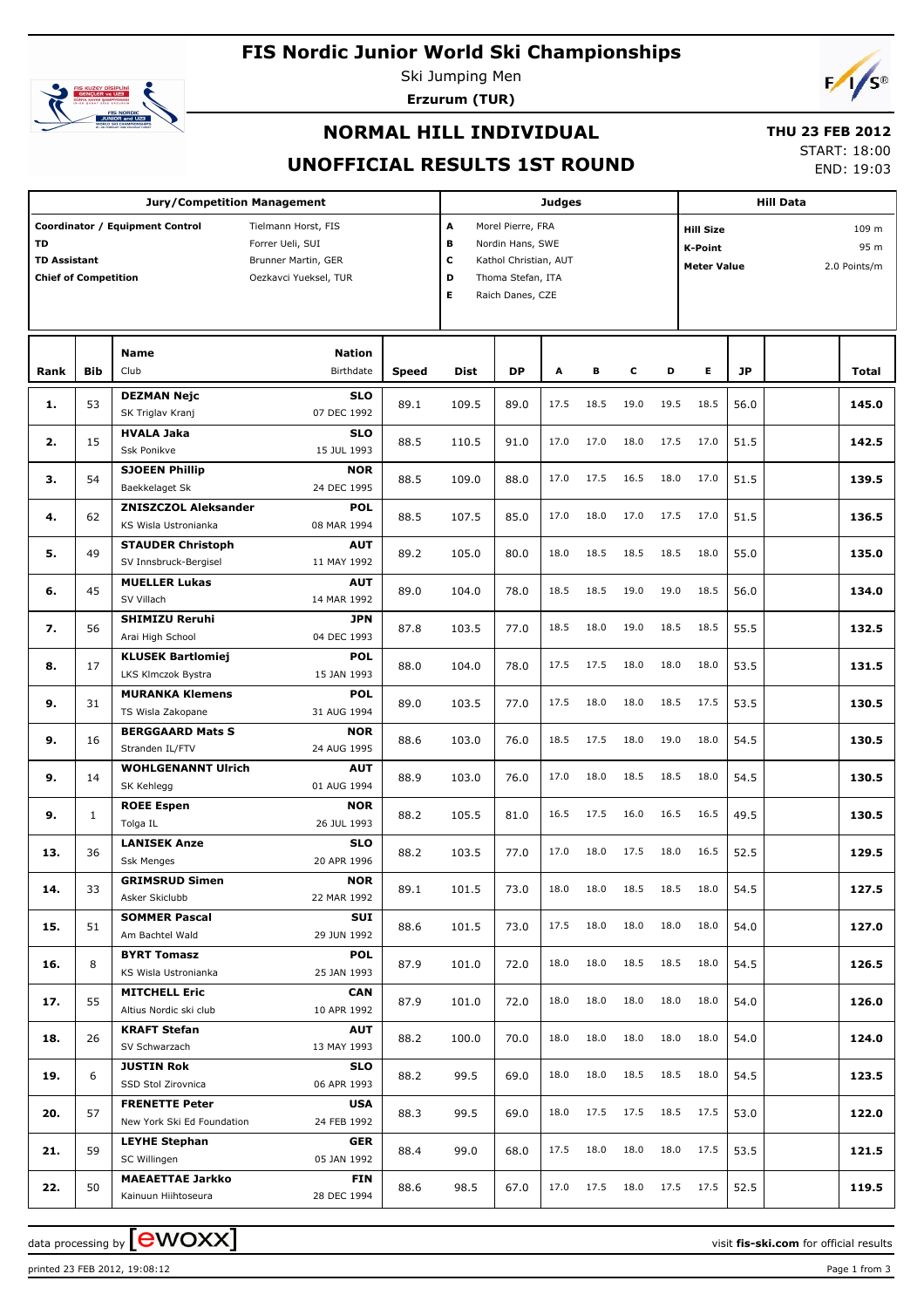# FIS Nordic Junior World Ski Championships

Ski Jumping Men

**Erzurum (TUR)**

## NORMAL HILL INDIVIDUAL

## UNOFFICIAL RESULTS 1ST ROUND

**THU 23 FEB 2012**

START: 18:00

END: 19:03

| Jury/Competition Management | | Judges | | Hill Data | |
|---|---|---|---|---|---|
| Coordinator / Equipment Control | Tielmann Horst, FIS | A | Morel Pierre, FRA | Hill Size | 109 m |
| TD | Forrer Ueli, SUI | B | Nordin Hans, SWE | K-Point | 95 m |
| TD Assistant | Brunner Martin, GER | C | Kathol Christian, AUT | Meter Value | 2.0 Points/m |
| Chief of Competition | Oezkavci Yueksel, TUR | D | Thoma Stefan, ITA | | |
| | | E | Raich Danes, CZE | | |

| Rank | Bib | Name / Club | Nation / Birthdate | Speed | Dist | DP | A | B | C | D | E | JP | Total |
|---|---|---|---|---|---|---|---|---|---|---|---|---|---|
| 1. | 53 | DEZMAN Nejc<br>SK Triglav Kranj | SLO<br>07 DEC 1992 | 89.1 | 109.5 | 89.0 | 17.5 | 18.5 | 19.0 | 19.5 | 18.5 | 56.0 | 145.0 |
| 2. | 15 | HVALA Jaka<br>Ssk Ponikve | SLO<br>15 JUL 1993 | 88.5 | 110.5 | 91.0 | 17.0 | 17.0 | 18.0 | 17.5 | 17.0 | 51.5 | 142.5 |
| 3. | 54 | SJOEEN Phillip<br>Baekkelaget Sk | NOR<br>24 DEC 1995 | 88.5 | 109.0 | 88.0 | 17.0 | 17.5 | 16.5 | 18.0 | 17.0 | 51.5 | 139.5 |
| 4. | 62 | ZNISZCZOL Aleksander<br>KS Wisla Ustronianka | POL<br>08 MAR 1994 | 88.5 | 107.5 | 85.0 | 17.0 | 18.0 | 17.0 | 17.5 | 17.0 | 51.5 | 136.5 |
| 5. | 49 | STAUDER Christoph<br>SV Innsbruck-Bergisel | AUT<br>11 MAY 1992 | 89.2 | 105.0 | 80.0 | 18.0 | 18.5 | 18.5 | 18.5 | 18.0 | 55.0 | 135.0 |
| 6. | 45 | MUELLER Lukas<br>SV Villach | AUT<br>14 MAR 1992 | 89.0 | 104.0 | 78.0 | 18.5 | 18.5 | 19.0 | 19.0 | 18.5 | 56.0 | 134.0 |
| 7. | 56 | SHIMIZU Reruhi<br>Arai High School | JPN<br>04 DEC 1993 | 87.8 | 103.5 | 77.0 | 18.5 | 18.0 | 19.0 | 18.5 | 18.5 | 55.5 | 132.5 |
| 8. | 17 | KLUSEK Bartlomiej<br>LKS Klmczok Bystra | POL<br>15 JAN 1993 | 88.0 | 104.0 | 78.0 | 17.5 | 17.5 | 18.0 | 18.0 | 18.0 | 53.5 | 131.5 |
| 9. | 31 | MURANKA Klemens<br>TS Wisla Zakopane | POL<br>31 AUG 1994 | 89.0 | 103.5 | 77.0 | 17.5 | 18.0 | 18.0 | 18.5 | 17.5 | 53.5 | 130.5 |
| 9. | 16 | BERGGAARD Mats S<br>Stranden IL/FTV | NOR<br>24 AUG 1995 | 88.6 | 103.0 | 76.0 | 18.5 | 17.5 | 18.0 | 19.0 | 18.0 | 54.5 | 130.5 |
| 9. | 14 | WOHLGENANNT Ulrich<br>SK Kehlegg | AUT<br>01 AUG 1994 | 88.9 | 103.0 | 76.0 | 17.0 | 18.0 | 18.5 | 18.5 | 18.0 | 54.5 | 130.5 |
| 9. | 1 | ROEE Espen<br>Tolga IL | NOR<br>26 JUL 1993 | 88.2 | 105.5 | 81.0 | 16.5 | 17.5 | 16.0 | 16.5 | 16.5 | 49.5 | 130.5 |
| 13. | 36 | LANISEK Anze<br>Ssk Menges | SLO<br>20 APR 1996 | 88.2 | 103.5 | 77.0 | 17.0 | 18.0 | 17.5 | 18.0 | 16.5 | 52.5 | 129.5 |
| 14. | 33 | GRIMSRUD Simen<br>Asker Skiclubb | NOR<br>22 MAR 1992 | 89.1 | 101.5 | 73.0 | 18.0 | 18.0 | 18.5 | 18.5 | 18.0 | 54.5 | 127.5 |
| 15. | 51 | SOMMER Pascal<br>Am Bachtel Wald | SUI<br>29 JUN 1992 | 88.6 | 101.5 | 73.0 | 17.5 | 18.0 | 18.0 | 18.0 | 18.0 | 54.0 | 127.0 |
| 16. | 8 | BYRT Tomasz<br>KS Wisla Ustronianka | POL<br>25 JAN 1993 | 87.9 | 101.0 | 72.0 | 18.0 | 18.0 | 18.5 | 18.5 | 18.0 | 54.5 | 126.5 |
| 17. | 55 | MITCHELL Eric<br>Altius Nordic ski club | CAN<br>10 APR 1992 | 87.9 | 101.0 | 72.0 | 18.0 | 18.0 | 18.0 | 18.0 | 18.0 | 54.0 | 126.0 |
| 18. | 26 | KRAFT Stefan<br>SV Schwarzach | AUT<br>13 MAY 1993 | 88.2 | 100.0 | 70.0 | 18.0 | 18.0 | 18.0 | 18.0 | 18.0 | 54.0 | 124.0 |
| 19. | 6 | JUSTIN Rok<br>SSD Stol Zirovnica | SLO<br>06 APR 1993 | 88.2 | 99.5 | 69.0 | 18.0 | 18.0 | 18.5 | 18.5 | 18.0 | 54.5 | 123.5 |
| 20. | 57 | FRENETTE Peter<br>New York Ski Ed Foundation | USA<br>24 FEB 1992 | 88.3 | 99.5 | 69.0 | 18.0 | 17.5 | 17.5 | 18.5 | 17.5 | 53.0 | 122.0 |
| 21. | 59 | LEYHE Stephan<br>SC Willingen | GER<br>05 JAN 1992 | 88.4 | 99.0 | 68.0 | 17.5 | 18.0 | 18.0 | 18.0 | 17.5 | 53.5 | 121.5 |
| 22. | 50 | MAEAETTAE Jarkko<br>Kainuun Hiihtoseura | FIN<br>28 DEC 1994 | 88.6 | 98.5 | 67.0 | 17.0 | 17.5 | 18.0 | 17.5 | 17.5 | 52.5 | 119.5 |

data processing by [ewoxx] visit fis-ski.com for official results

printed 23 FEB 2012, 19:08:12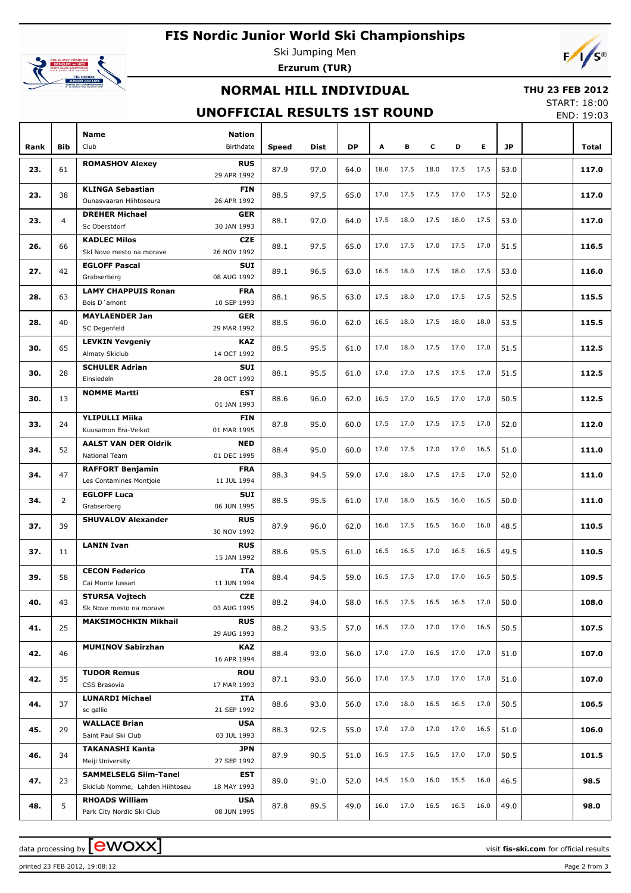# FIS Nordic Junior World Ski Championships

Ski Jumping Men

**Erzurum (TUR)**

## NORMAL HILL INDIVIDUAL

## UNOFFICIAL RESULTS 1ST ROUND

**THU 23 FEB 2012**

START: 18:00
END: 19:03

| Rank | Bib | Name / Club | Nation / Birthdate | Speed | Dist | DP | A | B | C | D | E | JP | | Total |
|---|---|---|---|---|---|---|---|---|---|---|---|---|---|---|
| 23. | 61 | **ROMASHOV Alexey** | **RUS** 29 APR 1992 | 87.9 | 97.0 | 64.0 | 18.0 | 17.5 | 18.0 | 17.5 | 17.5 | 53.0 | | **117.0** |
| 23. | 38 | **KLINGA Sebastian** Ounasvaaran Hiihtoseura | **FIN** 26 APR 1992 | 88.5 | 97.5 | 65.0 | 17.0 | 17.5 | 17.5 | 17.0 | 17.5 | 52.0 | | **117.0** |
| 23. | 4 | **DREHER Michael** Sc Oberstdorf | **GER** 30 JAN 1993 | 88.1 | 97.0 | 64.0 | 17.5 | 18.0 | 17.5 | 18.0 | 17.5 | 53.0 | | **117.0** |
| 26. | 66 | **KADLEC Milos** Skl Nove mesto na morave | **CZE** 26 NOV 1992 | 88.1 | 97.5 | 65.0 | 17.0 | 17.5 | 17.0 | 17.5 | 17.0 | 51.5 | | **116.5** |
| 27. | 42 | **EGLOFF Pascal** Grabserberg | **SUI** 08 AUG 1992 | 89.1 | 96.5 | 63.0 | 16.5 | 18.0 | 17.5 | 18.0 | 17.5 | 53.0 | | **116.0** |
| 28. | 63 | **LAMY CHAPPUIS Ronan** Bois D´amont | **FRA** 10 SEP 1993 | 88.1 | 96.5 | 63.0 | 17.5 | 18.0 | 17.0 | 17.5 | 17.5 | 52.5 | | **115.5** |
| 28. | 40 | **MAYLAENDER Jan** SC Degenfeld | **GER** 29 MAR 1992 | 88.5 | 96.0 | 62.0 | 16.5 | 18.0 | 17.5 | 18.0 | 18.0 | 53.5 | | **115.5** |
| 30. | 65 | **LEVKIN Yevgeniy** Almaty Skiclub | **KAZ** 14 OCT 1992 | 88.5 | 95.5 | 61.0 | 17.0 | 18.0 | 17.5 | 17.0 | 17.0 | 51.5 | | **112.5** |
| 30. | 28 | **SCHULER Adrian** Einsiedeln | **SUI** 28 OCT 1992 | 88.1 | 95.5 | 61.0 | 17.0 | 17.0 | 17.5 | 17.5 | 17.0 | 51.5 | | **112.5** |
| 30. | 13 | **NOMME Martti** | **EST** 01 JAN 1993 | 88.6 | 96.0 | 62.0 | 16.5 | 17.0 | 16.5 | 17.0 | 17.0 | 50.5 | | **112.5** |
| 33. | 24 | **YLIPULLI Miika** Kuusamon Era-Veikot | **FIN** 01 MAR 1995 | 87.8 | 95.0 | 60.0 | 17.5 | 17.0 | 17.5 | 17.5 | 17.0 | 52.0 | | **112.0** |
| 34. | 52 | **AALST VAN DER Oldrik** National Team | **NED** 01 DEC 1995 | 88.4 | 95.0 | 60.0 | 17.0 | 17.5 | 17.0 | 17.0 | 16.5 | 51.0 | | **111.0** |
| 34. | 47 | **RAFFORT Benjamin** Les Contamines Montjoie | **FRA** 11 JUL 1994 | 88.3 | 94.5 | 59.0 | 17.0 | 18.0 | 17.5 | 17.5 | 17.0 | 52.0 | | **111.0** |
| 34. | 2 | **EGLOFF Luca** Grabserberg | **SUI** 06 JUN 1995 | 88.5 | 95.5 | 61.0 | 17.0 | 18.0 | 16.5 | 16.0 | 16.5 | 50.0 | | **111.0** |
| 37. | 39 | **SHUVALOV Alexander** | **RUS** 30 NOV 1992 | 87.9 | 96.0 | 62.0 | 16.0 | 17.5 | 16.5 | 16.0 | 16.0 | 48.5 | | **110.5** |
| 37. | 11 | **LANIN Ivan** | **RUS** 15 JAN 1992 | 88.6 | 95.5 | 61.0 | 16.5 | 16.5 | 17.0 | 16.5 | 16.5 | 49.5 | | **110.5** |
| 39. | 58 | **CECON Federico** Cai Monte lussari | **ITA** 11 JUN 1994 | 88.4 | 94.5 | 59.0 | 16.5 | 17.5 | 17.0 | 17.0 | 16.5 | 50.5 | | **109.5** |
| 40. | 43 | **STURSA Vojtech** Sk Nove mesto na morave | **CZE** 03 AUG 1995 | 88.2 | 94.0 | 58.0 | 16.5 | 17.5 | 16.5 | 16.5 | 17.0 | 50.0 | | **108.0** |
| 41. | 25 | **MAKSIMOCHKIN Mikhail** | **RUS** 29 AUG 1993 | 88.2 | 93.5 | 57.0 | 16.5 | 17.0 | 17.0 | 17.0 | 16.5 | 50.5 | | **107.5** |
| 42. | 46 | **MUMINOV Sabirzhan** | **KAZ** 16 APR 1994 | 88.4 | 93.0 | 56.0 | 17.0 | 17.0 | 16.5 | 17.0 | 17.0 | 51.0 | | **107.0** |
| 42. | 35 | **TUDOR Remus** CSS Brasovia | **ROU** 17 MAR 1993 | 87.1 | 93.0 | 56.0 | 17.0 | 17.5 | 17.0 | 17.0 | 17.0 | 51.0 | | **107.0** |
| 44. | 37 | **LUNARDI Michael** sc gallio | **ITA** 21 SEP 1992 | 88.6 | 93.0 | 56.0 | 17.0 | 18.0 | 16.5 | 16.5 | 17.0 | 50.5 | | **106.5** |
| 45. | 29 | **WALLACE Brian** Saint Paul Ski Club | **USA** 03 JUL 1993 | 88.3 | 92.5 | 55.0 | 17.0 | 17.0 | 17.0 | 17.0 | 16.5 | 51.0 | | **106.0** |
| 46. | 34 | **TAKANASHI Kanta** Meiji University | **JPN** 27 SEP 1992 | 87.9 | 90.5 | 51.0 | 16.5 | 17.5 | 16.5 | 17.0 | 17.0 | 50.5 | | **101.5** |
| 47. | 23 | **SAMMELSELG Siim-Tanel** Skiclub Nomme, Lahden Hiihtoseu | **EST** 18 MAY 1993 | 89.0 | 91.0 | 52.0 | 14.5 | 15.0 | 16.0 | 15.5 | 16.0 | 46.5 | | **98.5** |
| 48. | 5 | **RHOADS William** Park City Nordic Ski Club | **USA** 08 JUN 1995 | 87.8 | 89.5 | 49.0 | 16.0 | 17.0 | 16.5 | 16.5 | 16.0 | 49.0 | | **98.0** |

data processing by ewoxx — visit **fis-ski.com** for official results

printed 23 FEB 2012, 19:08:12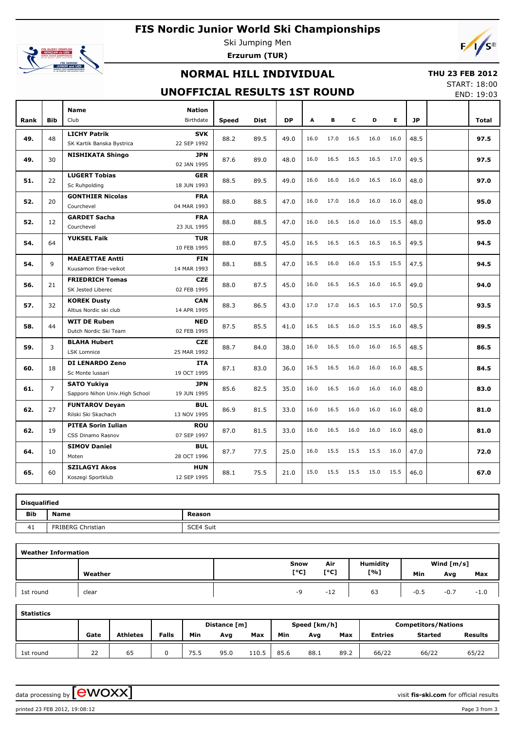# FIS Nordic Junior World Ski Championships

Ski Jumping Men

**Erzurum (TUR)**

## NORMAL HILL INDIVIDUAL

**THU 23 FEB 2012**

START: 18:00

END: 19:03

## UNOFFICIAL RESULTS 1ST ROUND

| Rank | Bib | Name / Club | Nation / Birthdate | Speed | Dist | DP | A | B | C | D | E | JP | | Total |
|---|---|---|---|---|---|---|---|---|---|---|---|---|---|---|
| 49. | 48 | LICHY Patrik<br>SK Kartik Banska Bystrica | SVK<br>22 SEP 1992 | 88.2 | 89.5 | 49.0 | 16.0 | 17.0 | 16.5 | 16.0 | 16.0 | 48.5 | | 97.5 |
| 49. | 30 | NISHIKATA Shingo | JPN<br>02 JAN 1995 | 87.6 | 89.0 | 48.0 | 16.0 | 16.5 | 16.5 | 16.5 | 17.0 | 49.5 | | 97.5 |
| 51. | 22 | LUGERT Tobias<br>Sc Ruhpolding | GER<br>18 JUN 1993 | 88.5 | 89.5 | 49.0 | 16.0 | 16.0 | 16.0 | 16.5 | 16.0 | 48.0 | | 97.0 |
| 52. | 20 | GONTHIER Nicolas<br>Courchevel | FRA<br>04 MAR 1993 | 88.0 | 88.5 | 47.0 | 16.0 | 17.0 | 16.0 | 16.0 | 16.0 | 48.0 | | 95.0 |
| 52. | 12 | GARDET Sacha<br>Courchevel | FRA<br>23 JUL 1995 | 88.0 | 88.5 | 47.0 | 16.0 | 16.5 | 16.0 | 16.0 | 15.5 | 48.0 | | 95.0 |
| 54. | 64 | YUKSEL Faik | TUR<br>10 FEB 1995 | 88.0 | 87.5 | 45.0 | 16.5 | 16.5 | 16.5 | 16.5 | 16.5 | 49.5 | | 94.5 |
| 54. | 9 | MAEAETTAE Antti<br>Kuusamon Erae-veikot | FIN<br>14 MAR 1993 | 88.1 | 88.5 | 47.0 | 16.5 | 16.0 | 16.0 | 15.5 | 15.5 | 47.5 | | 94.5 |
| 56. | 21 | FRIEDRICH Tomas<br>SK Jested Liberec | CZE<br>02 FEB 1995 | 88.0 | 87.5 | 45.0 | 16.0 | 16.5 | 16.5 | 16.0 | 16.5 | 49.0 | | 94.0 |
| 57. | 32 | KOREK Dusty<br>Altius Nordic ski club | CAN<br>14 APR 1995 | 88.3 | 86.5 | 43.0 | 17.0 | 17.0 | 16.5 | 16.5 | 17.0 | 50.5 | | 93.5 |
| 58. | 44 | WIT DE Ruben<br>Dutch Nordic Ski Team | NED<br>02 FEB 1995 | 87.5 | 85.5 | 41.0 | 16.5 | 16.5 | 16.0 | 15.5 | 16.0 | 48.5 | | 89.5 |
| 59. | 3 | BLAHA Hubert<br>LSK Lomnice | CZE<br>25 MAR 1992 | 88.7 | 84.0 | 38.0 | 16.0 | 16.5 | 16.0 | 16.0 | 16.5 | 48.5 | | 86.5 |
| 60. | 18 | DI LENARDO Zeno<br>Sc Monte lussari | ITA<br>19 OCT 1995 | 87.1 | 83.0 | 36.0 | 16.5 | 16.5 | 16.0 | 16.0 | 16.0 | 48.5 | | 84.5 |
| 61. | 7 | SATO Yukiya<br>Sapporo Nihon Univ.High School | JPN<br>19 JUN 1995 | 85.6 | 82.5 | 35.0 | 16.0 | 16.5 | 16.0 | 16.0 | 16.0 | 48.0 | | 83.0 |
| 62. | 27 | FUNTAROV Deyan<br>Rilski Ski Skachach | BUL<br>13 NOV 1995 | 86.9 | 81.5 | 33.0 | 16.0 | 16.5 | 16.0 | 16.0 | 16.0 | 48.0 | | 81.0 |
| 62. | 19 | PITEA Sorin Iulian<br>CSS Dinamo Rasnov | ROU<br>07 SEP 1997 | 87.0 | 81.5 | 33.0 | 16.0 | 16.5 | 16.0 | 16.0 | 16.0 | 48.0 | | 81.0 |
| 64. | 10 | SIMOV Daniel<br>Moten | BUL<br>28 OCT 1996 | 87.7 | 77.5 | 25.0 | 16.0 | 15.5 | 15.5 | 15.5 | 16.0 | 47.0 | | 72.0 |
| 65. | 60 | SZILAGYI Akos<br>Koszegi Sportklub | HUN<br>12 SEP 1995 | 88.1 | 75.5 | 21.0 | 15.0 | 15.5 | 15.5 | 15.0 | 15.5 | 46.0 | | 67.0 |

### Disqualified

| Bib | Name | Reason |
|---|---|---|
| 41 | FRIBERG Christian | SCE4 Suit |

### Weather Information

| | Weather | Snow [°C] | Air [°C] | Humidity [%] | Wind [m/s] Min | Avg | Max |
|---|---|---|---|---|---|---|---|
| 1st round | clear | -9 | -12 | 63 | -0.5 | -0.7 | -1.0 |

### Statistics

| | Gate | Athletes | Falls | Distance [m] | | | Speed [km/h] | | | Competitors/Nations | | |
|---|---|---|---|---|---|---|---|---|---|---|---|---|
| | | | | Min | Avg | Max | Min | Avg | Max | Entries | Started | Results |
| 1st round | 22 | 65 | 0 | 75.5 | 95.0 | 110.5 | 85.6 | 88.1 | 89.2 | 66/22 | 66/22 | 65/22 |

data processing by ewoxx — visit fis-ski.com for official results

printed 23 FEB 2012, 19:08:12